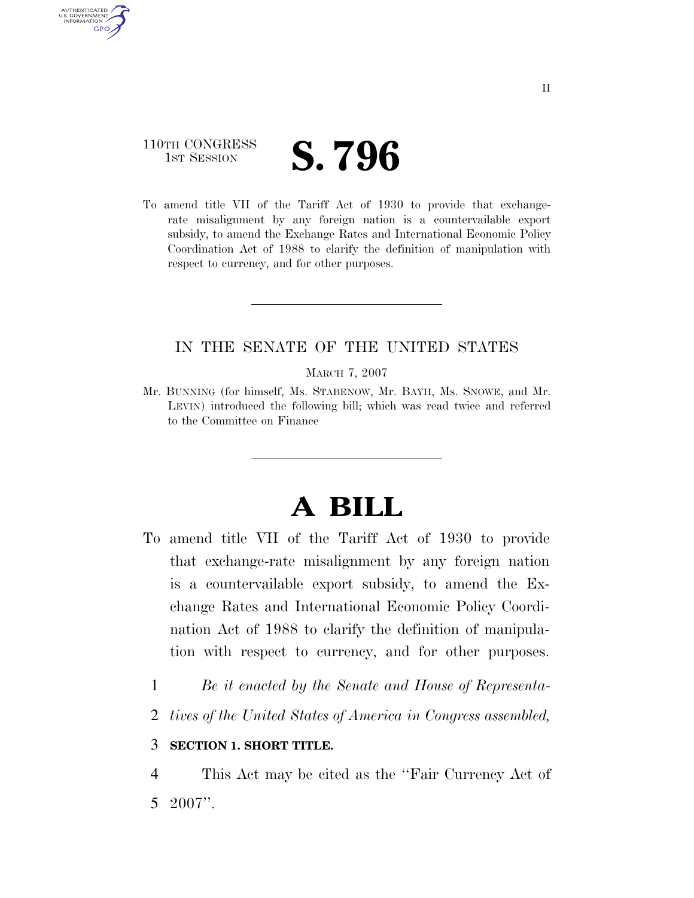110TH CONGRESS
1ST SESSION

# S. 796

To amend title VII of the Tariff Act of 1930 to provide that exchange-rate misalignment by any foreign nation is a countervailable export subsidy, to amend the Exchange Rates and International Economic Policy Coordination Act of 1988 to clarify the definition of manipulation with respect to currency, and for other purposes.

---

IN THE SENATE OF THE UNITED STATES

MARCH 7, 2007

Mr. BUNNING (for himself, Ms. STABENOW, Mr. BAYH, Ms. SNOWE, and Mr. LEVIN) introduced the following bill; which was read twice and referred to the Committee on Finance

---

# A BILL

To amend title VII of the Tariff Act of 1930 to provide that exchange-rate misalignment by any foreign nation is a countervailable export subsidy, to amend the Exchange Rates and International Economic Policy Coordination Act of 1988 to clarify the definition of manipulation with respect to currency, and for other purposes.

1 *Be it enacted by the Senate and House of Representa-*
2 *tives of the United States of America in Congress assembled,*

3 **SECTION 1. SHORT TITLE.**

4 This Act may be cited as the ''Fair Currency Act of
5 2007''.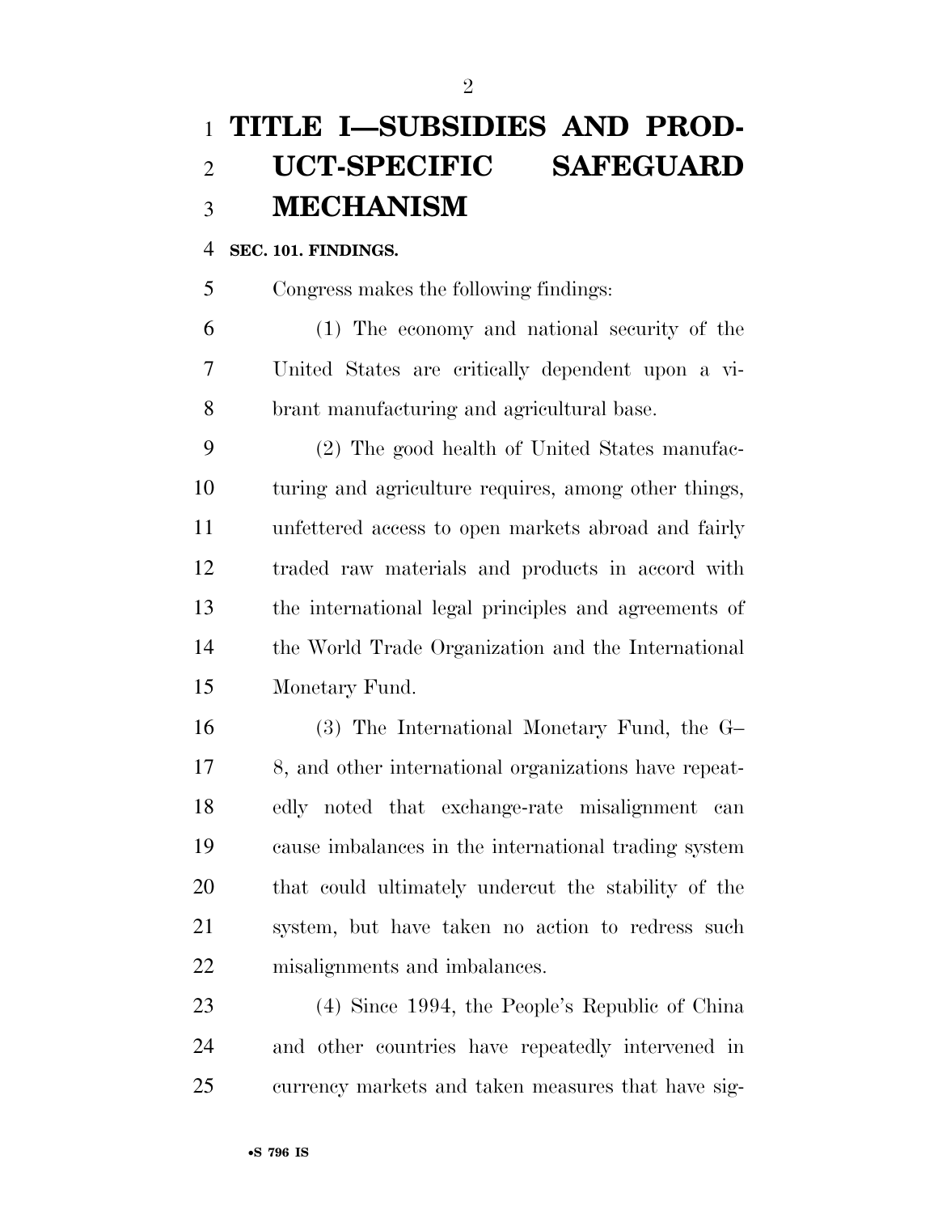# TITLE I—SUBSIDIES AND PRODUCT-SPECIFIC SAFEGUARD MECHANISM

**SEC. 101. FINDINGS.**

Congress makes the following findings:

(1) The economy and national security of the United States are critically dependent upon a vibrant manufacturing and agricultural base.

(2) The good health of United States manufacturing and agriculture requires, among other things, unfettered access to open markets abroad and fairly traded raw materials and products in accord with the international legal principles and agreements of the World Trade Organization and the International Monetary Fund.

(3) The International Monetary Fund, the G–8, and other international organizations have repeatedly noted that exchange-rate misalignment can cause imbalances in the international trading system that could ultimately undercut the stability of the system, but have taken no action to redress such misalignments and imbalances.

(4) Since 1994, the People's Republic of China and other countries have repeatedly intervened in currency markets and taken measures that have sig-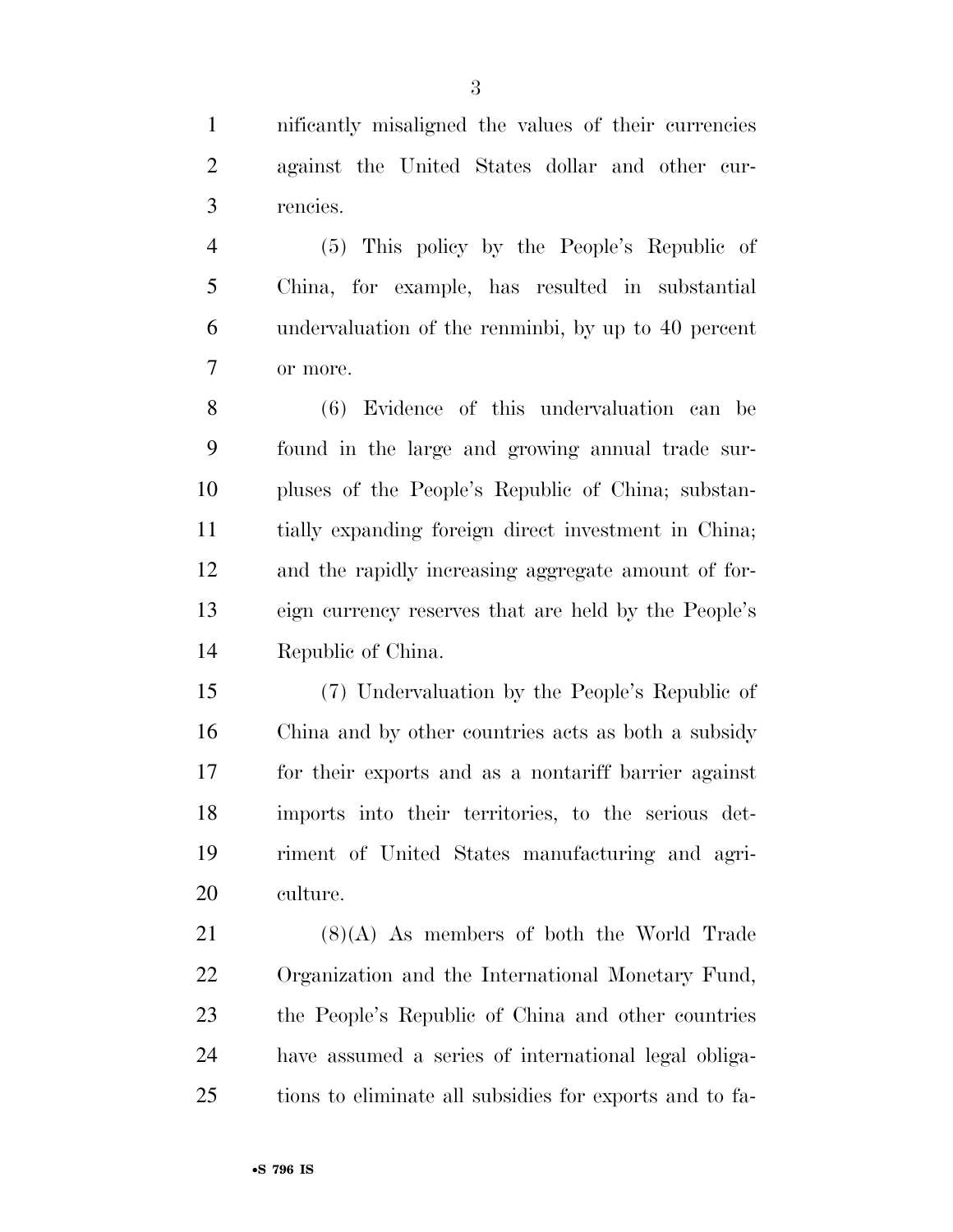nificantly misaligned the values of their currencies against the United States dollar and other currencies.

(5) This policy by the People's Republic of China, for example, has resulted in substantial undervaluation of the renminbi, by up to 40 percent or more.

(6) Evidence of this undervaluation can be found in the large and growing annual trade surpluses of the People's Republic of China; substantially expanding foreign direct investment in China; and the rapidly increasing aggregate amount of foreign currency reserves that are held by the People's Republic of China.

(7) Undervaluation by the People's Republic of China and by other countries acts as both a subsidy for their exports and as a nontariff barrier against imports into their territories, to the serious detriment of United States manufacturing and agriculture.

(8)(A) As members of both the World Trade Organization and the International Monetary Fund, the People's Republic of China and other countries have assumed a series of international legal obligations to eliminate all subsidies for exports and to fa-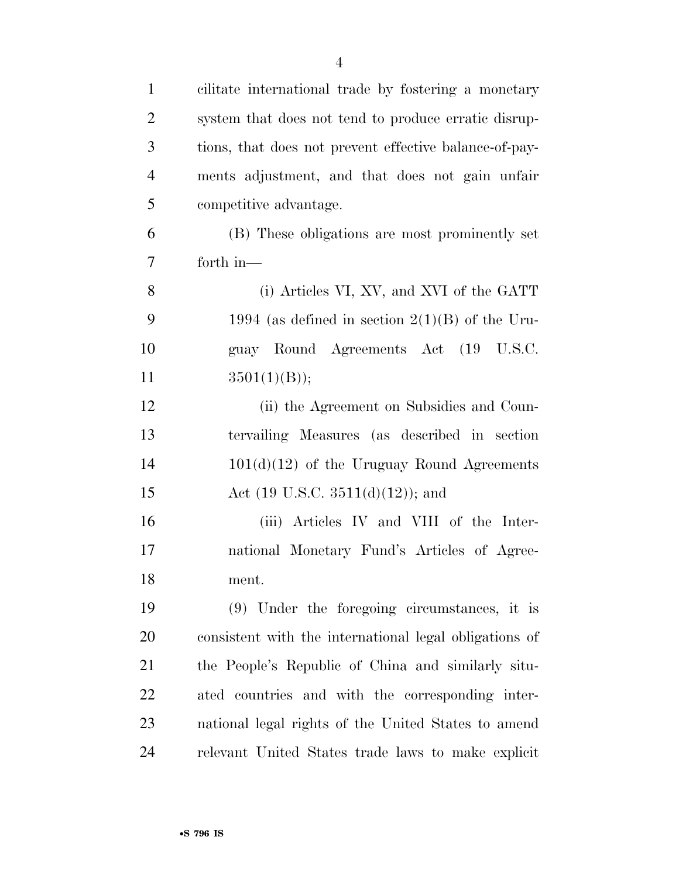cilitate international trade by fostering a monetary system that does not tend to produce erratic disruptions, that does not prevent effective balance-of-payments adjustment, and that does not gain unfair competitive advantage.

(B) These obligations are most prominently set forth in—

(i) Articles VI, XV, and XVI of the GATT 1994 (as defined in section 2(1)(B) of the Uruguay Round Agreements Act (19 U.S.C. 3501(1)(B));

(ii) the Agreement on Subsidies and Countervailing Measures (as described in section 101(d)(12) of the Uruguay Round Agreements Act (19 U.S.C. 3511(d)(12)); and

(iii) Articles IV and VIII of the International Monetary Fund's Articles of Agreement.

(9) Under the foregoing circumstances, it is consistent with the international legal obligations of the People's Republic of China and similarly situated countries and with the corresponding international legal rights of the United States to amend relevant United States trade laws to make explicit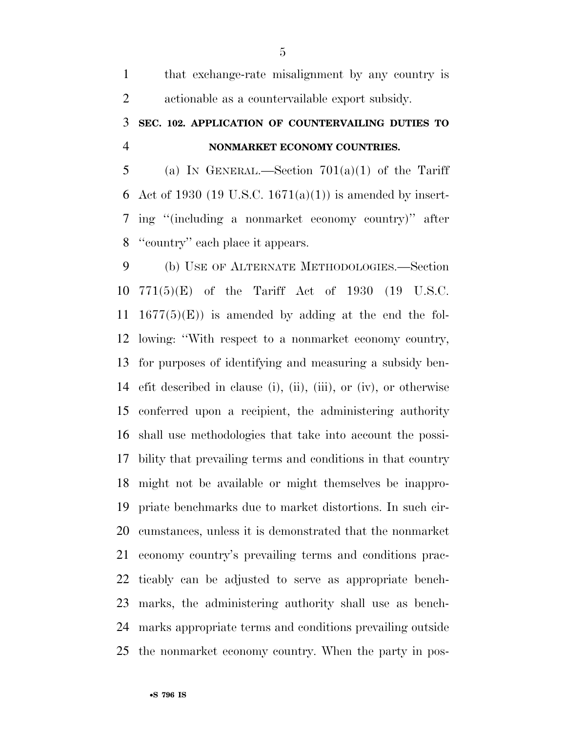that exchange-rate misalignment by any country is actionable as a countervailable export subsidy.

**SEC. 102. APPLICATION OF COUNTERVAILING DUTIES TO NONMARKET ECONOMY COUNTRIES.**

(a) IN GENERAL.—Section 701(a)(1) of the Tariff Act of 1930 (19 U.S.C. 1671(a)(1)) is amended by inserting ''(including a nonmarket economy country)'' after ''country'' each place it appears.

(b) USE OF ALTERNATE METHODOLOGIES.—Section 771(5)(E) of the Tariff Act of 1930 (19 U.S.C. 1677(5)(E)) is amended by adding at the end the following: ''With respect to a nonmarket economy country, for purposes of identifying and measuring a subsidy benefit described in clause (i), (ii), (iii), or (iv), or otherwise conferred upon a recipient, the administering authority shall use methodologies that take into account the possibility that prevailing terms and conditions in that country might not be available or might themselves be inappropriate benchmarks due to market distortions. In such circumstances, unless it is demonstrated that the nonmarket economy country's prevailing terms and conditions practicably can be adjusted to serve as appropriate benchmarks, the administering authority shall use as benchmarks appropriate terms and conditions prevailing outside the nonmarket economy country. When the party in pos-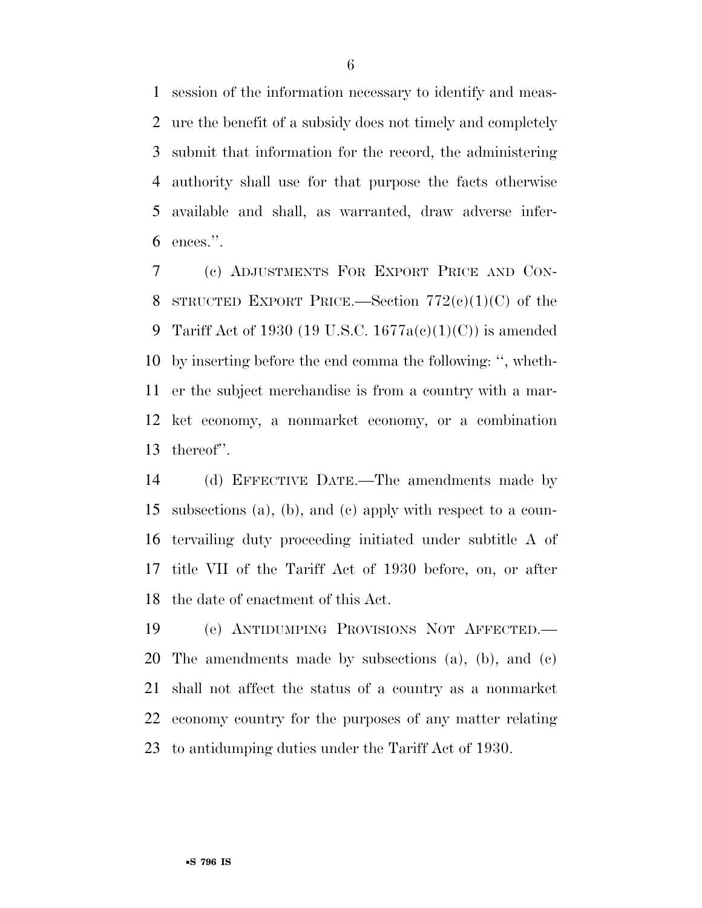session of the information necessary to identify and measure the benefit of a subsidy does not timely and completely submit that information for the record, the administering authority shall use for that purpose the facts otherwise available and shall, as warranted, draw adverse inferences.''.

(c) ADJUSTMENTS FOR EXPORT PRICE AND CONSTRUCTED EXPORT PRICE.—Section 772(c)(1)(C) of the Tariff Act of 1930 (19 U.S.C. 1677a(c)(1)(C)) is amended by inserting before the end comma the following: '', whether the subject merchandise is from a country with a market economy, a nonmarket economy, or a combination thereof''.

(d) EFFECTIVE DATE.—The amendments made by subsections (a), (b), and (c) apply with respect to a countervailing duty proceeding initiated under subtitle A of title VII of the Tariff Act of 1930 before, on, or after the date of enactment of this Act.

(e) ANTIDUMPING PROVISIONS NOT AFFECTED.—The amendments made by subsections (a), (b), and (c) shall not affect the status of a country as a nonmarket economy country for the purposes of any matter relating to antidumping duties under the Tariff Act of 1930.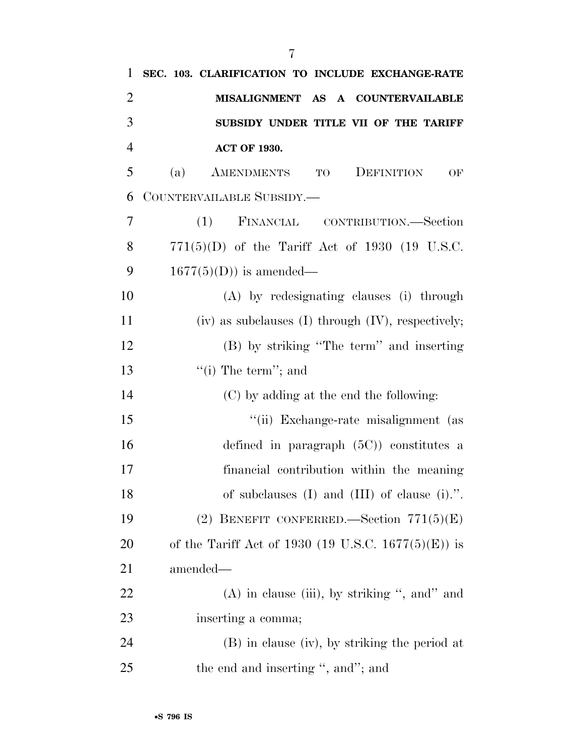**SEC. 103. CLARIFICATION TO INCLUDE EXCHANGE-RATE MISALIGNMENT AS A COUNTERVAILABLE SUBSIDY UNDER TITLE VII OF THE TARIFF ACT OF 1930.**

(a) AMENDMENTS TO DEFINITION OF COUNTERVAILABLE SUBSIDY.—

(1) FINANCIAL CONTRIBUTION.—Section 771(5)(D) of the Tariff Act of 1930 (19 U.S.C. 1677(5)(D)) is amended—

(A) by redesignating clauses (i) through (iv) as subclauses (I) through (IV), respectively;

(B) by striking ''The term'' and inserting ''(i) The term''; and

(C) by adding at the end the following:

''(ii) Exchange-rate misalignment (as defined in paragraph (5C)) constitutes a financial contribution within the meaning of subclauses (I) and (III) of clause (i).''.

(2) BENEFIT CONFERRED.—Section 771(5)(E) of the Tariff Act of 1930 (19 U.S.C. 1677(5)(E)) is amended—

(A) in clause (iii), by striking '', and'' and inserting a comma;

(B) in clause (iv), by striking the period at the end and inserting '', and''; and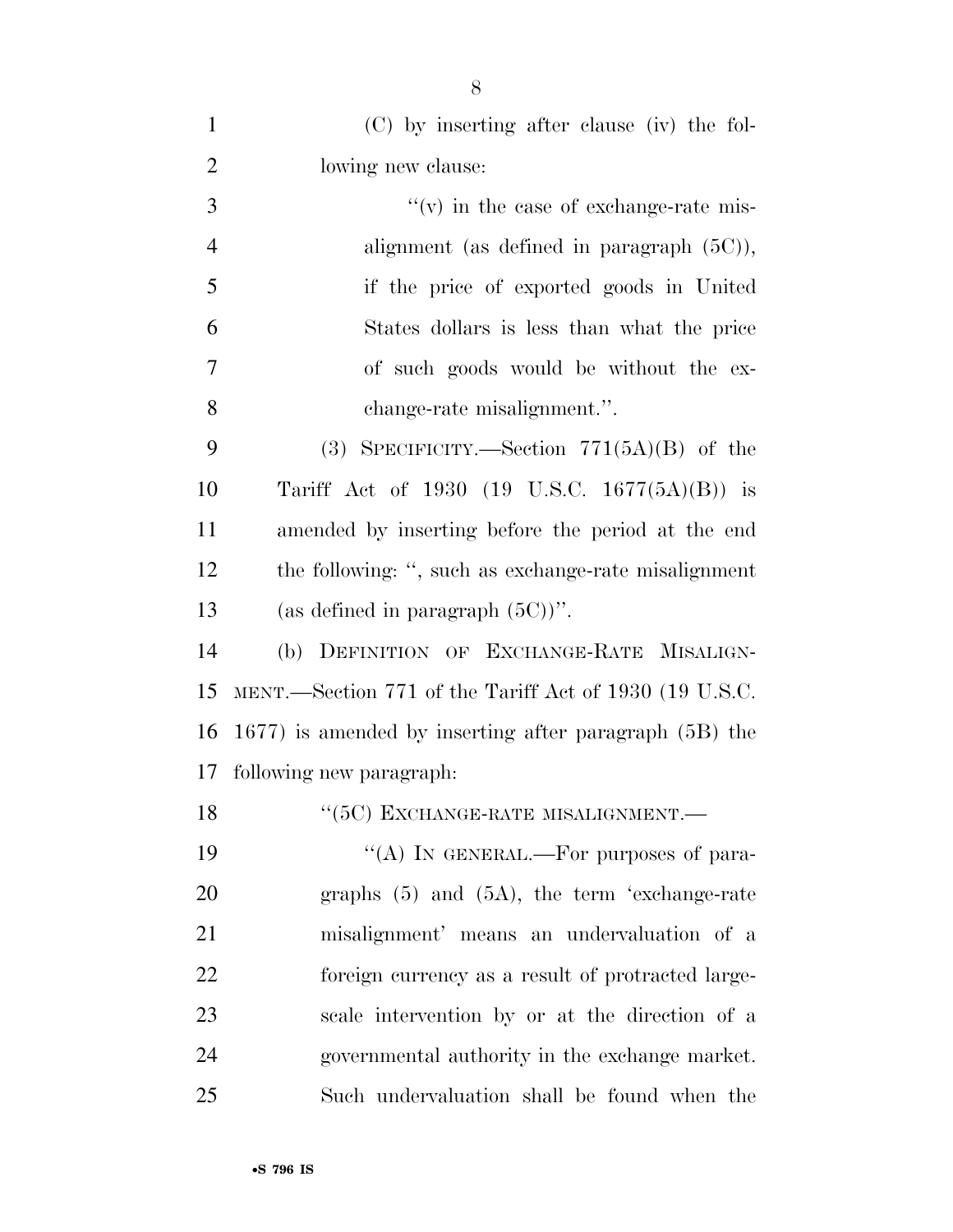(C) by inserting after clause (iv) the following new clause:

"(v) in the case of exchange-rate misalignment (as defined in paragraph (5C)), if the price of exported goods in United States dollars is less than what the price of such goods would be without the exchange-rate misalignment.".

(3) SPECIFICITY.—Section 771(5A)(B) of the Tariff Act of 1930 (19 U.S.C. 1677(5A)(B)) is amended by inserting before the period at the end the following: ", such as exchange-rate misalignment (as defined in paragraph (5C))".

(b) DEFINITION OF EXCHANGE-RATE MISALIGNMENT.—Section 771 of the Tariff Act of 1930 (19 U.S.C. 1677) is amended by inserting after paragraph (5B) the following new paragraph:

"(5C) EXCHANGE-RATE MISALIGNMENT.—

"(A) IN GENERAL.—For purposes of paragraphs (5) and (5A), the term 'exchange-rate misalignment' means an undervaluation of a foreign currency as a result of protracted large-scale intervention by or at the direction of a governmental authority in the exchange market. Such undervaluation shall be found when the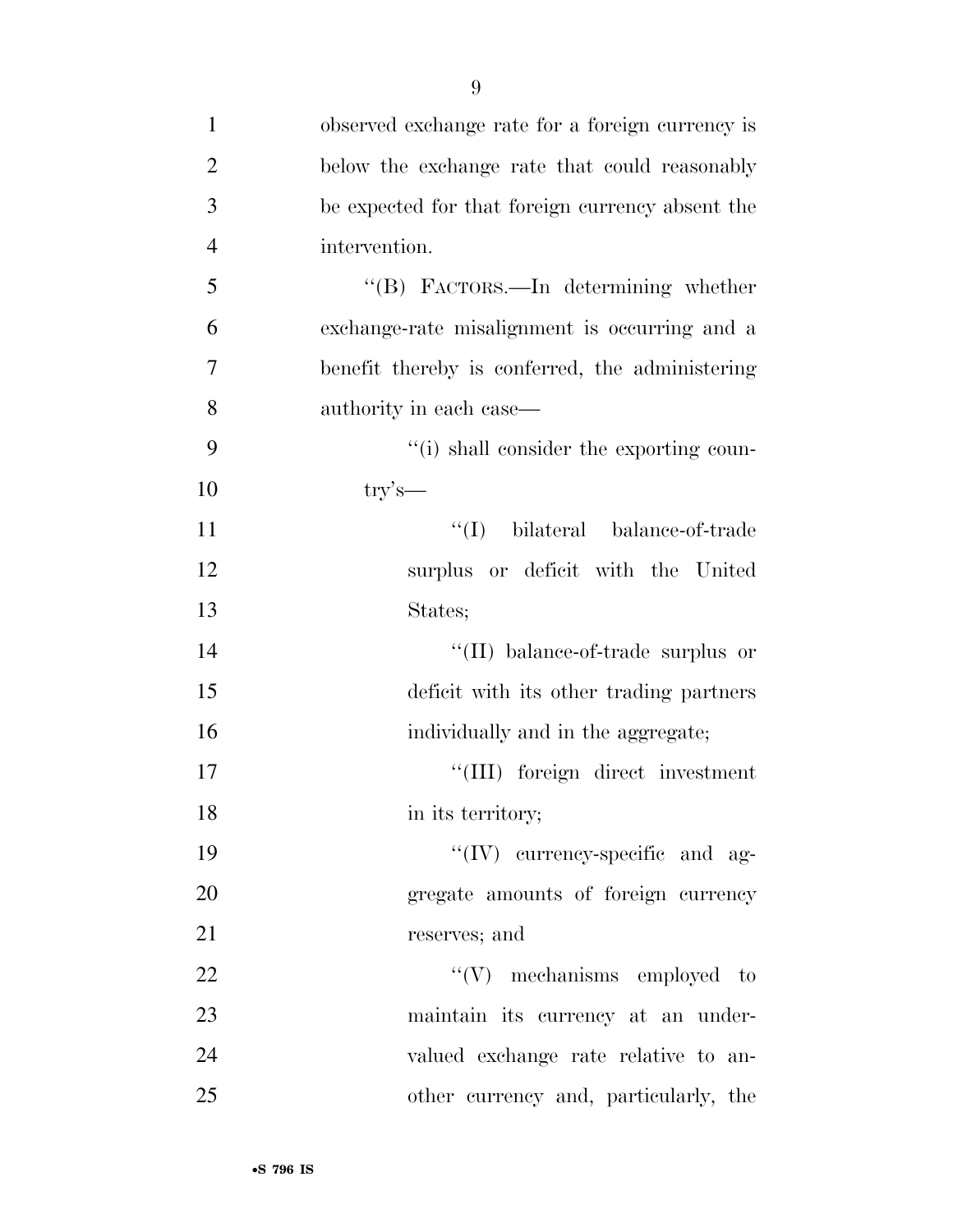observed exchange rate for a foreign currency is below the exchange rate that could reasonably be expected for that foreign currency absent the intervention.

''(B) FACTORS.—In determining whether exchange-rate misalignment is occurring and a benefit thereby is conferred, the administering authority in each case—

''(i) shall consider the exporting country's—

''(I) bilateral balance-of-trade surplus or deficit with the United States;

''(II) balance-of-trade surplus or deficit with its other trading partners individually and in the aggregate;

''(III) foreign direct investment in its territory;

''(IV) currency-specific and aggregate amounts of foreign currency reserves; and

''(V) mechanisms employed to maintain its currency at an undervalued exchange rate relative to another currency and, particularly, the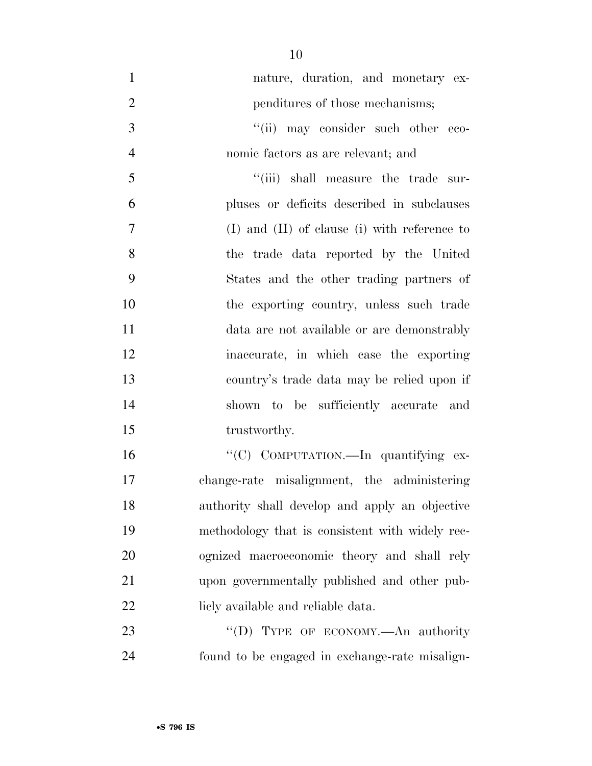nature, duration, and monetary expenditures of those mechanisms;

"(ii) may consider such other economic factors as are relevant; and

"(iii) shall measure the trade surpluses or deficits described in subclauses (I) and (II) of clause (i) with reference to the trade data reported by the United States and the other trading partners of the exporting country, unless such trade data are not available or are demonstrably inaccurate, in which case the exporting country's trade data may be relied upon if shown to be sufficiently accurate and trustworthy.

"(C) COMPUTATION.—In quantifying exchange-rate misalignment, the administering authority shall develop and apply an objective methodology that is consistent with widely recognized macroeconomic theory and shall rely upon governmentally published and other publicly available and reliable data.

"(D) TYPE OF ECONOMY.—An authority found to be engaged in exchange-rate misalign-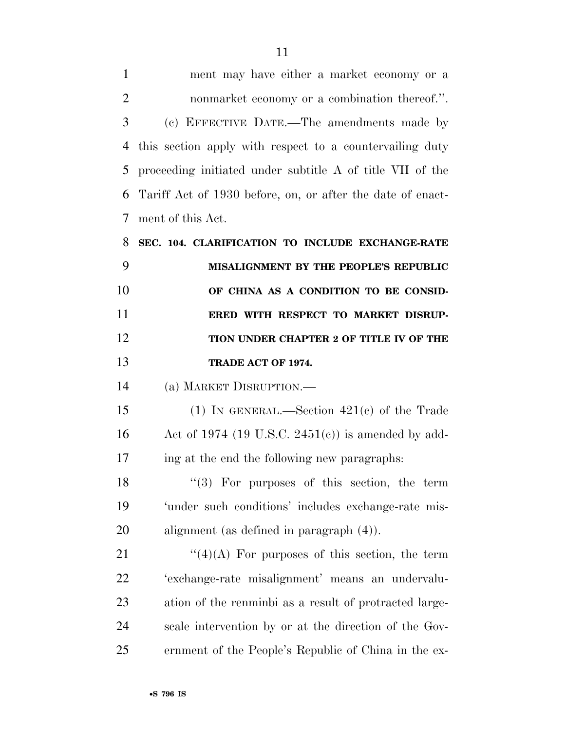ment may have either a market economy or a nonmarket economy or a combination thereof.''.

(c) EFFECTIVE DATE.—The amendments made by this section apply with respect to a countervailing duty proceeding initiated under subtitle A of title VII of the Tariff Act of 1930 before, on, or after the date of enactment of this Act.

**SEC. 104. CLARIFICATION TO INCLUDE EXCHANGE-RATE MISALIGNMENT BY THE PEOPLE'S REPUBLIC OF CHINA AS A CONDITION TO BE CONSIDERED WITH RESPECT TO MARKET DISRUPTION UNDER CHAPTER 2 OF TITLE IV OF THE TRADE ACT OF 1974.**

(a) MARKET DISRUPTION.—

(1) IN GENERAL.—Section 421(c) of the Trade Act of 1974 (19 U.S.C. 2451(c)) is amended by adding at the end the following new paragraphs:

''(3) For purposes of this section, the term 'under such conditions' includes exchange-rate misalignment (as defined in paragraph (4)).

''(4)(A) For purposes of this section, the term 'exchange-rate misalignment' means an undervaluation of the renminbi as a result of protracted large-scale intervention by or at the direction of the Government of the People's Republic of China in the ex-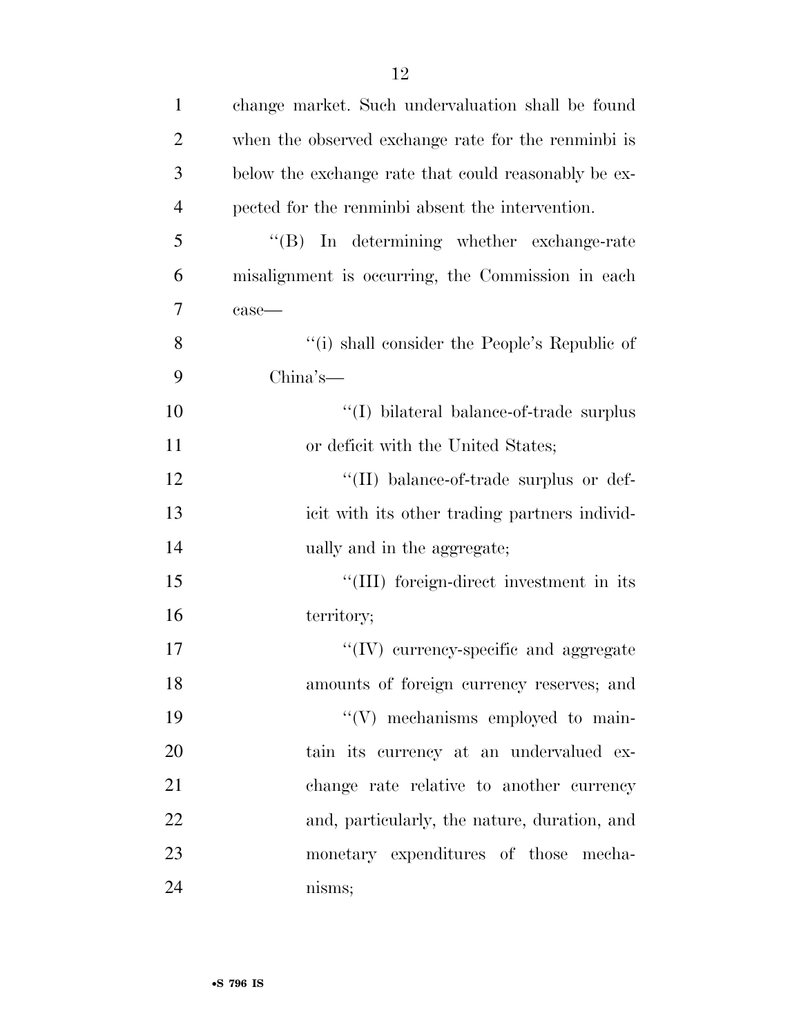change market. Such undervaluation shall be found when the observed exchange rate for the renminbi is below the exchange rate that could reasonably be expected for the renminbi absent the intervention.

''(B) In determining whether exchange-rate misalignment is occurring, the Commission in each case—

''(i) shall consider the People's Republic of China's—

''(I) bilateral balance-of-trade surplus or deficit with the United States;

''(II) balance-of-trade surplus or deficit with its other trading partners individually and in the aggregate;

''(III) foreign-direct investment in its territory;

''(IV) currency-specific and aggregate amounts of foreign currency reserves; and

''(V) mechanisms employed to maintain its currency at an undervalued exchange rate relative to another currency and, particularly, the nature, duration, and monetary expenditures of those mechanisms;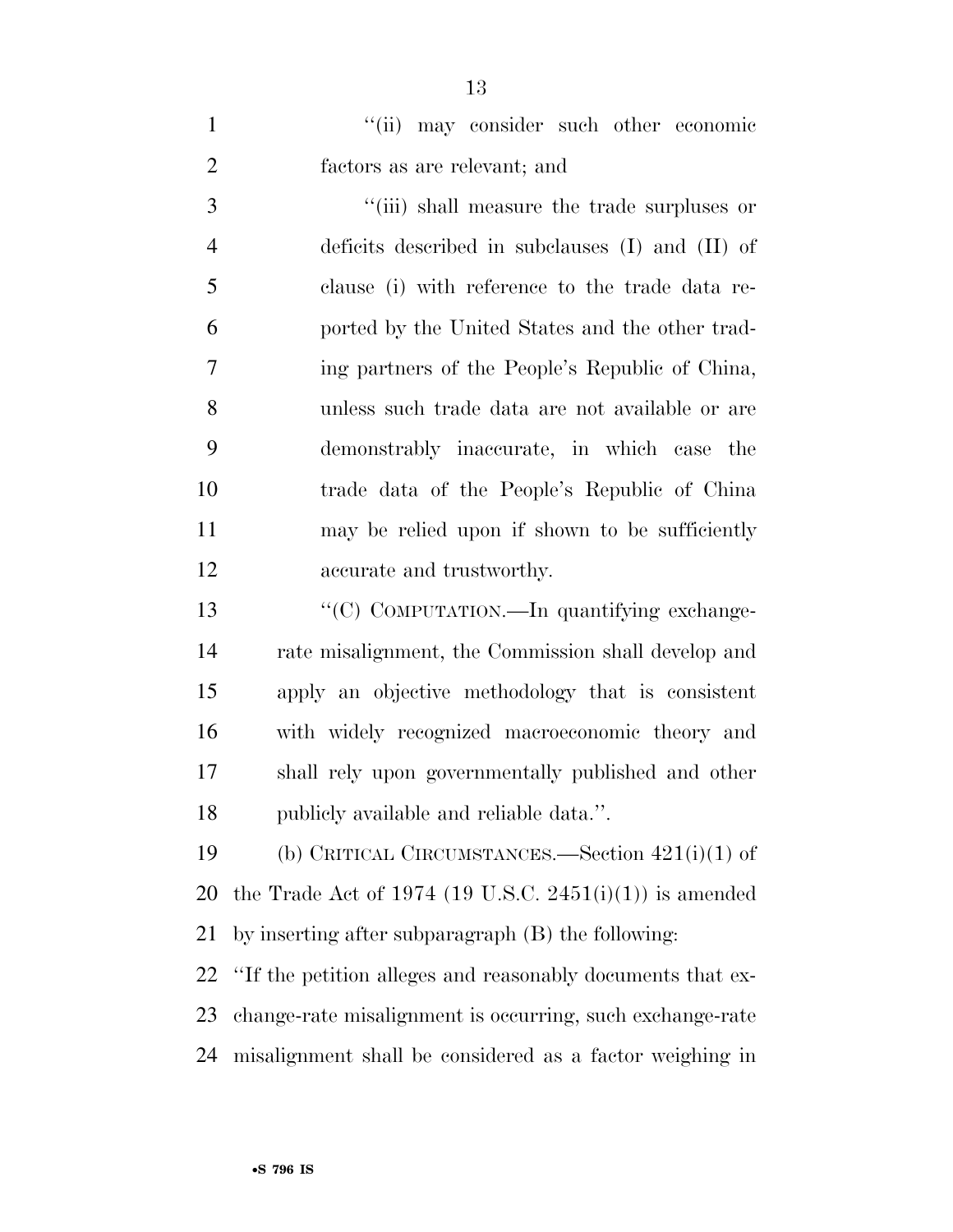"(ii) may consider such other economic factors as are relevant; and

"(iii) shall measure the trade surpluses or deficits described in subclauses (I) and (II) of clause (i) with reference to the trade data reported by the United States and the other trading partners of the People's Republic of China, unless such trade data are not available or are demonstrably inaccurate, in which case the trade data of the People's Republic of China may be relied upon if shown to be sufficiently accurate and trustworthy.

"(C) COMPUTATION.—In quantifying exchange-rate misalignment, the Commission shall develop and apply an objective methodology that is consistent with widely recognized macroeconomic theory and shall rely upon governmentally published and other publicly available and reliable data.".

(b) CRITICAL CIRCUMSTANCES.—Section 421(i)(1) of the Trade Act of 1974 (19 U.S.C. 2451(i)(1)) is amended by inserting after subparagraph (B) the following:

"If the petition alleges and reasonably documents that exchange-rate misalignment is occurring, such exchange-rate misalignment shall be considered as a factor weighing in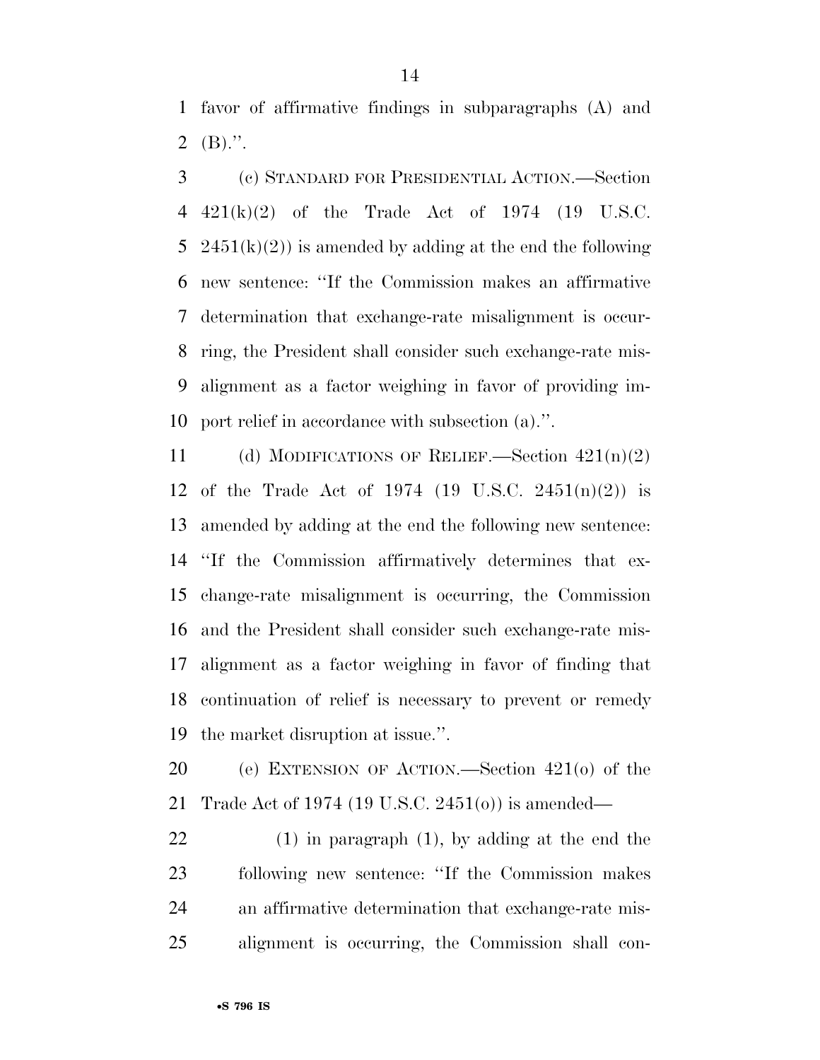favor of affirmative findings in subparagraphs (A) and (B).''.

(c) STANDARD FOR PRESIDENTIAL ACTION.—Section 421(k)(2) of the Trade Act of 1974 (19 U.S.C. 2451(k)(2)) is amended by adding at the end the following new sentence: ''If the Commission makes an affirmative determination that exchange-rate misalignment is occurring, the President shall consider such exchange-rate misalignment as a factor weighing in favor of providing import relief in accordance with subsection (a).''.

(d) MODIFICATIONS OF RELIEF.—Section 421(n)(2) of the Trade Act of 1974 (19 U.S.C. 2451(n)(2)) is amended by adding at the end the following new sentence: ''If the Commission affirmatively determines that exchange-rate misalignment is occurring, the Commission and the President shall consider such exchange-rate misalignment as a factor weighing in favor of finding that continuation of relief is necessary to prevent or remedy the market disruption at issue.''.

(e) EXTENSION OF ACTION.—Section 421(o) of the Trade Act of 1974 (19 U.S.C. 2451(o)) is amended—

(1) in paragraph (1), by adding at the end the following new sentence: ''If the Commission makes an affirmative determination that exchange-rate misalignment is occurring, the Commission shall con-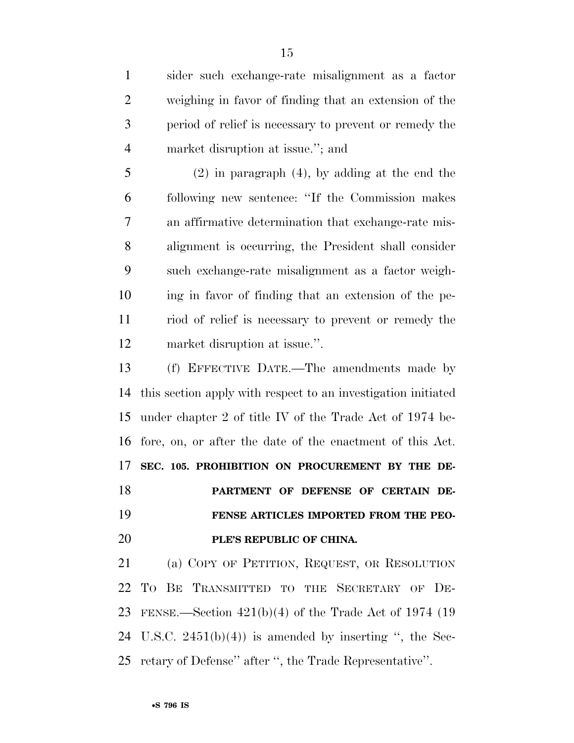sider such exchange-rate misalignment as a factor weighing in favor of finding that an extension of the period of relief is necessary to prevent or remedy the market disruption at issue.''; and

(2) in paragraph (4), by adding at the end the following new sentence: ''If the Commission makes an affirmative determination that exchange-rate misalignment is occurring, the President shall consider such exchange-rate misalignment as a factor weighing in favor of finding that an extension of the period of relief is necessary to prevent or remedy the market disruption at issue.''.

(f) EFFECTIVE DATE.—The amendments made by this section apply with respect to an investigation initiated under chapter 2 of title IV of the Trade Act of 1974 before, on, or after the date of the enactment of this Act.

**SEC. 105. PROHIBITION ON PROCUREMENT BY THE DEPARTMENT OF DEFENSE OF CERTAIN DEFENSE ARTICLES IMPORTED FROM THE PEOPLE'S REPUBLIC OF CHINA.**

(a) COPY OF PETITION, REQUEST, OR RESOLUTION TO BE TRANSMITTED TO THE SECRETARY OF DEFENSE.—Section 421(b)(4) of the Trade Act of 1974 (19 U.S.C. 2451(b)(4)) is amended by inserting '', the Secretary of Defense'' after '', the Trade Representative''.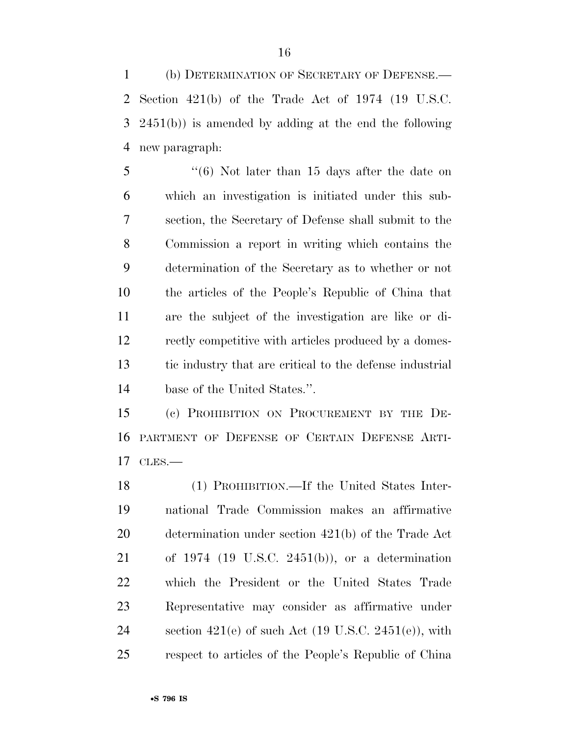(b) DETERMINATION OF SECRETARY OF DEFENSE.—Section 421(b) of the Trade Act of 1974 (19 U.S.C. 2451(b)) is amended by adding at the end the following new paragraph:

"(6) Not later than 15 days after the date on which an investigation is initiated under this subsection, the Secretary of Defense shall submit to the Commission a report in writing which contains the determination of the Secretary as to whether or not the articles of the People's Republic of China that are the subject of the investigation are like or directly competitive with articles produced by a domestic industry that are critical to the defense industrial base of the United States.".

(c) PROHIBITION ON PROCUREMENT BY THE DEPARTMENT OF DEFENSE OF CERTAIN DEFENSE ARTICLES.—

(1) PROHIBITION.—If the United States International Trade Commission makes an affirmative determination under section 421(b) of the Trade Act of 1974 (19 U.S.C. 2451(b)), or a determination which the President or the United States Trade Representative may consider as affirmative under section 421(e) of such Act (19 U.S.C. 2451(e)), with respect to articles of the People's Republic of China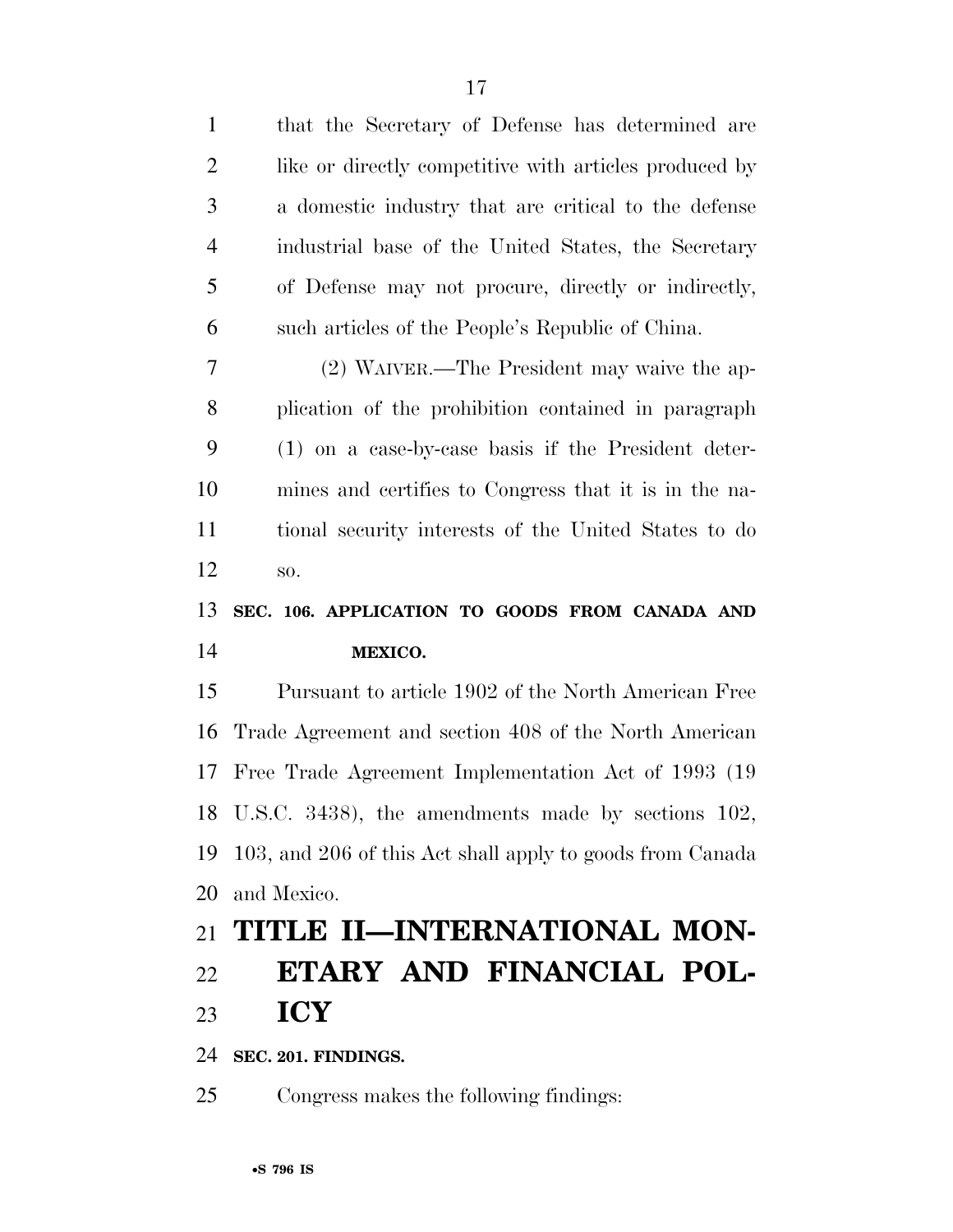that the Secretary of Defense has determined are like or directly competitive with articles produced by a domestic industry that are critical to the defense industrial base of the United States, the Secretary of Defense may not procure, directly or indirectly, such articles of the People's Republic of China.

(2) WAIVER.—The President may waive the application of the prohibition contained in paragraph (1) on a case-by-case basis if the President determines and certifies to Congress that it is in the national security interests of the United States to do so.

**SEC. 106. APPLICATION TO GOODS FROM CANADA AND MEXICO.**

Pursuant to article 1902 of the North American Free Trade Agreement and section 408 of the North American Free Trade Agreement Implementation Act of 1993 (19 U.S.C. 3438), the amendments made by sections 102, 103, and 206 of this Act shall apply to goods from Canada and Mexico.

# TITLE II—INTERNATIONAL MONETARY AND FINANCIAL POLICY

**SEC. 201. FINDINGS.**

Congress makes the following findings: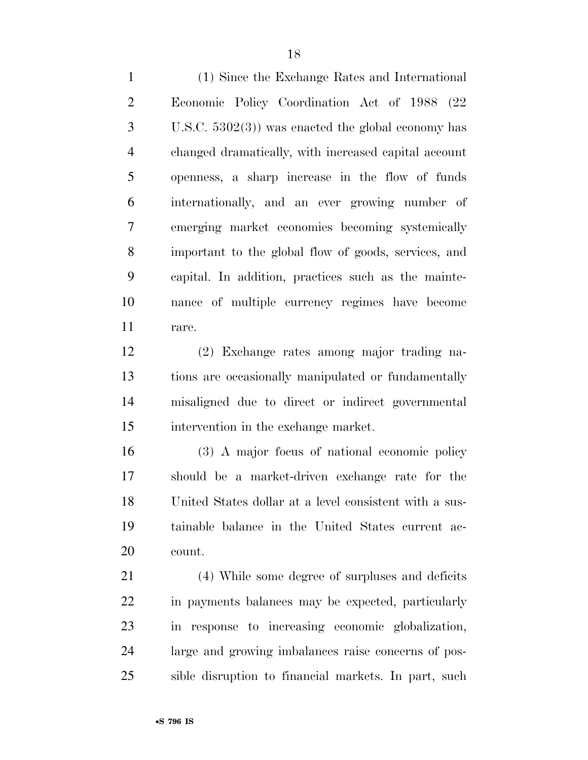(1) Since the Exchange Rates and International Economic Policy Coordination Act of 1988 (22 U.S.C. 5302(3)) was enacted the global economy has changed dramatically, with increased capital account openness, a sharp increase in the flow of funds internationally, and an ever growing number of emerging market economies becoming systemically important to the global flow of goods, services, and capital. In addition, practices such as the maintenance of multiple currency regimes have become rare.

(2) Exchange rates among major trading nations are occasionally manipulated or fundamentally misaligned due to direct or indirect governmental intervention in the exchange market.

(3) A major focus of national economic policy should be a market-driven exchange rate for the United States dollar at a level consistent with a sustainable balance in the United States current account.

(4) While some degree of surpluses and deficits in payments balances may be expected, particularly in response to increasing economic globalization, large and growing imbalances raise concerns of possible disruption to financial markets. In part, such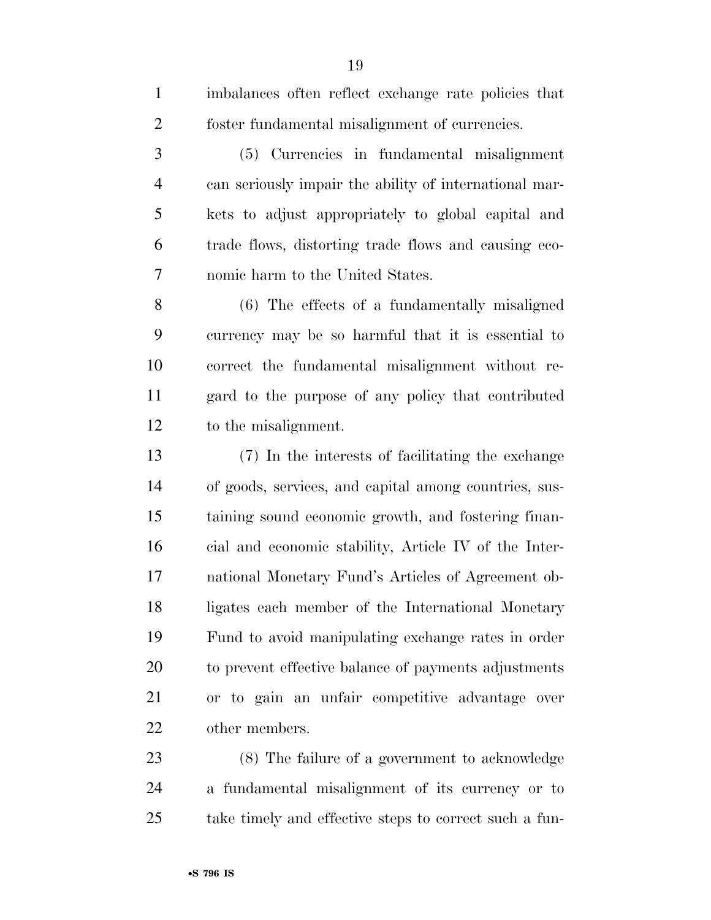imbalances often reflect exchange rate policies that foster fundamental misalignment of currencies.

(5) Currencies in fundamental misalignment can seriously impair the ability of international markets to adjust appropriately to global capital and trade flows, distorting trade flows and causing economic harm to the United States.

(6) The effects of a fundamentally misaligned currency may be so harmful that it is essential to correct the fundamental misalignment without regard to the purpose of any policy that contributed to the misalignment.

(7) In the interests of facilitating the exchange of goods, services, and capital among countries, sustaining sound economic growth, and fostering financial and economic stability, Article IV of the International Monetary Fund's Articles of Agreement obligates each member of the International Monetary Fund to avoid manipulating exchange rates in order to prevent effective balance of payments adjustments or to gain an unfair competitive advantage over other members.

(8) The failure of a government to acknowledge a fundamental misalignment of its currency or to take timely and effective steps to correct such a fun-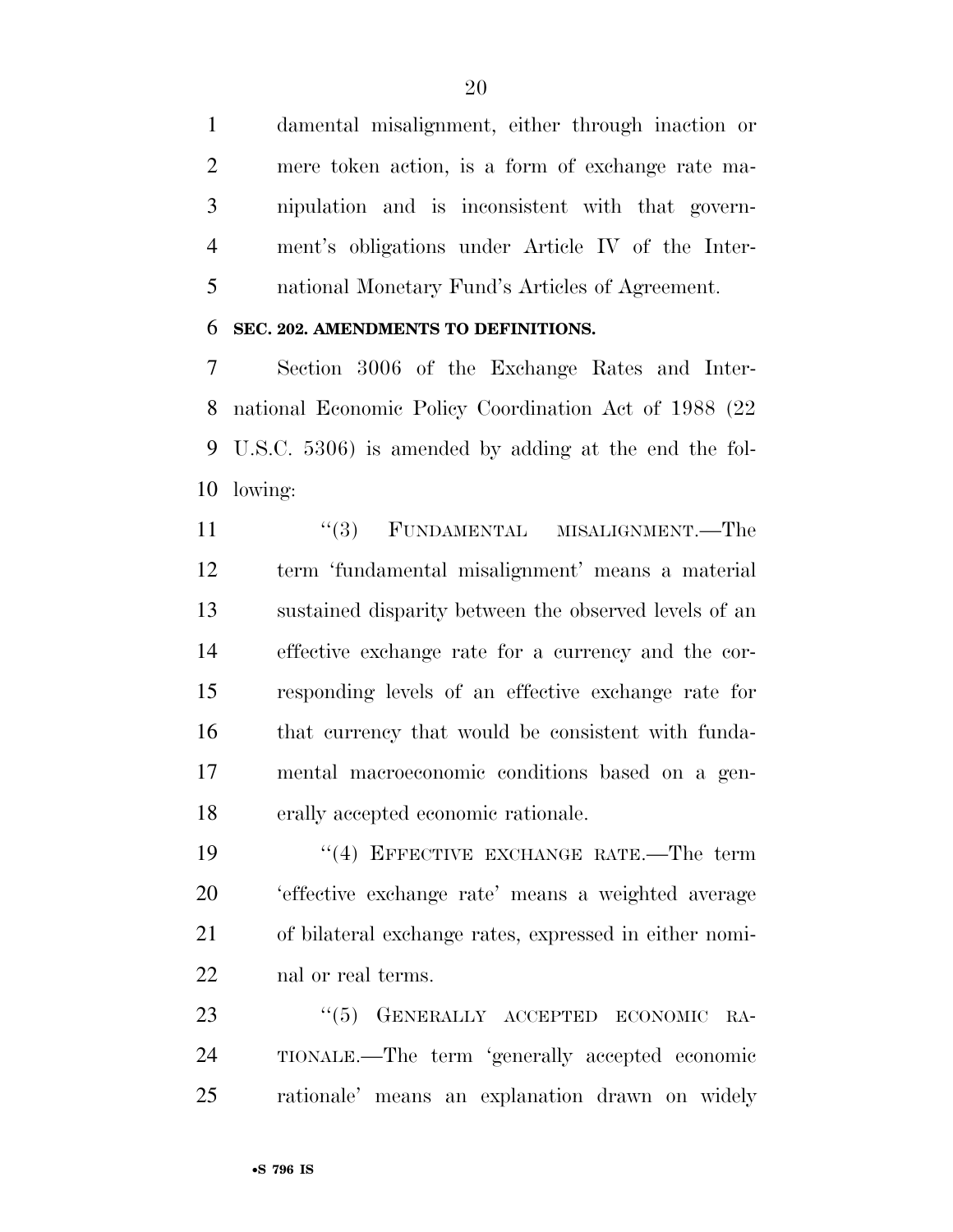damental misalignment, either through inaction or mere token action, is a form of exchange rate manipulation and is inconsistent with that government's obligations under Article IV of the International Monetary Fund's Articles of Agreement.

**SEC. 202. AMENDMENTS TO DEFINITIONS.**

Section 3006 of the Exchange Rates and International Economic Policy Coordination Act of 1988 (22 U.S.C. 5306) is amended by adding at the end the following:

"(3) FUNDAMENTAL MISALIGNMENT.—The term 'fundamental misalignment' means a material sustained disparity between the observed levels of an effective exchange rate for a currency and the corresponding levels of an effective exchange rate for that currency that would be consistent with fundamental macroeconomic conditions based on a generally accepted economic rationale.

"(4) EFFECTIVE EXCHANGE RATE.—The term 'effective exchange rate' means a weighted average of bilateral exchange rates, expressed in either nominal or real terms.

"(5) GENERALLY ACCEPTED ECONOMIC RATIONALE.—The term 'generally accepted economic rationale' means an explanation drawn on widely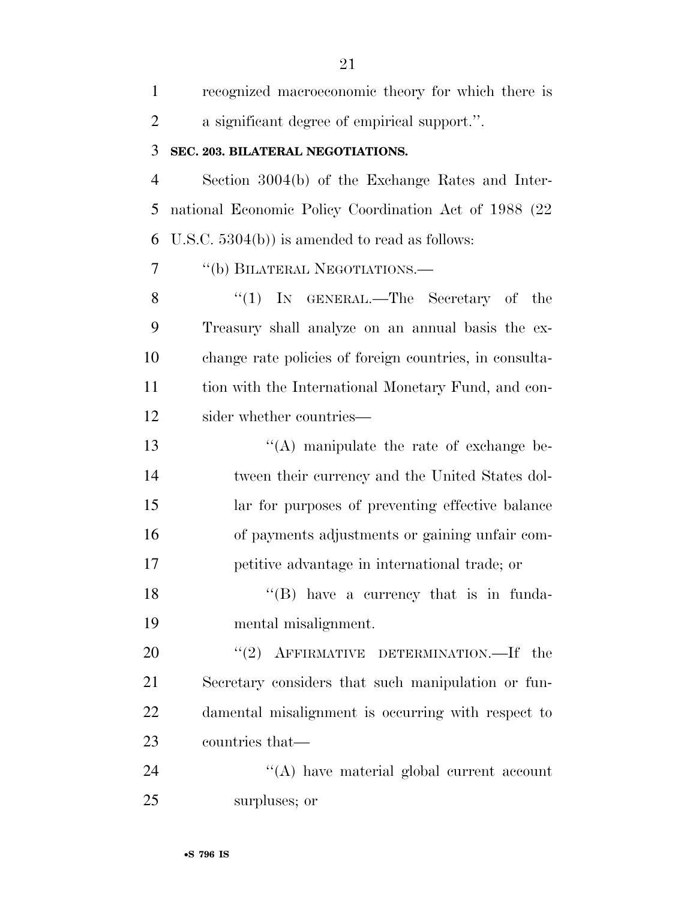recognized macroeconomic theory for which there is a significant degree of empirical support.''.

**SEC. 203. BILATERAL NEGOTIATIONS.**

Section 3004(b) of the Exchange Rates and International Economic Policy Coordination Act of 1988 (22 U.S.C. 5304(b)) is amended to read as follows:

''(b) BILATERAL NEGOTIATIONS.—

''(1) IN GENERAL.—The Secretary of the Treasury shall analyze on an annual basis the exchange rate policies of foreign countries, in consultation with the International Monetary Fund, and consider whether countries—

''(A) manipulate the rate of exchange between their currency and the United States dollar for purposes of preventing effective balance of payments adjustments or gaining unfair competitive advantage in international trade; or

''(B) have a currency that is in fundamental misalignment.

''(2) AFFIRMATIVE DETERMINATION.—If the Secretary considers that such manipulation or fundamental misalignment is occurring with respect to countries that—

''(A) have material global current account surpluses; or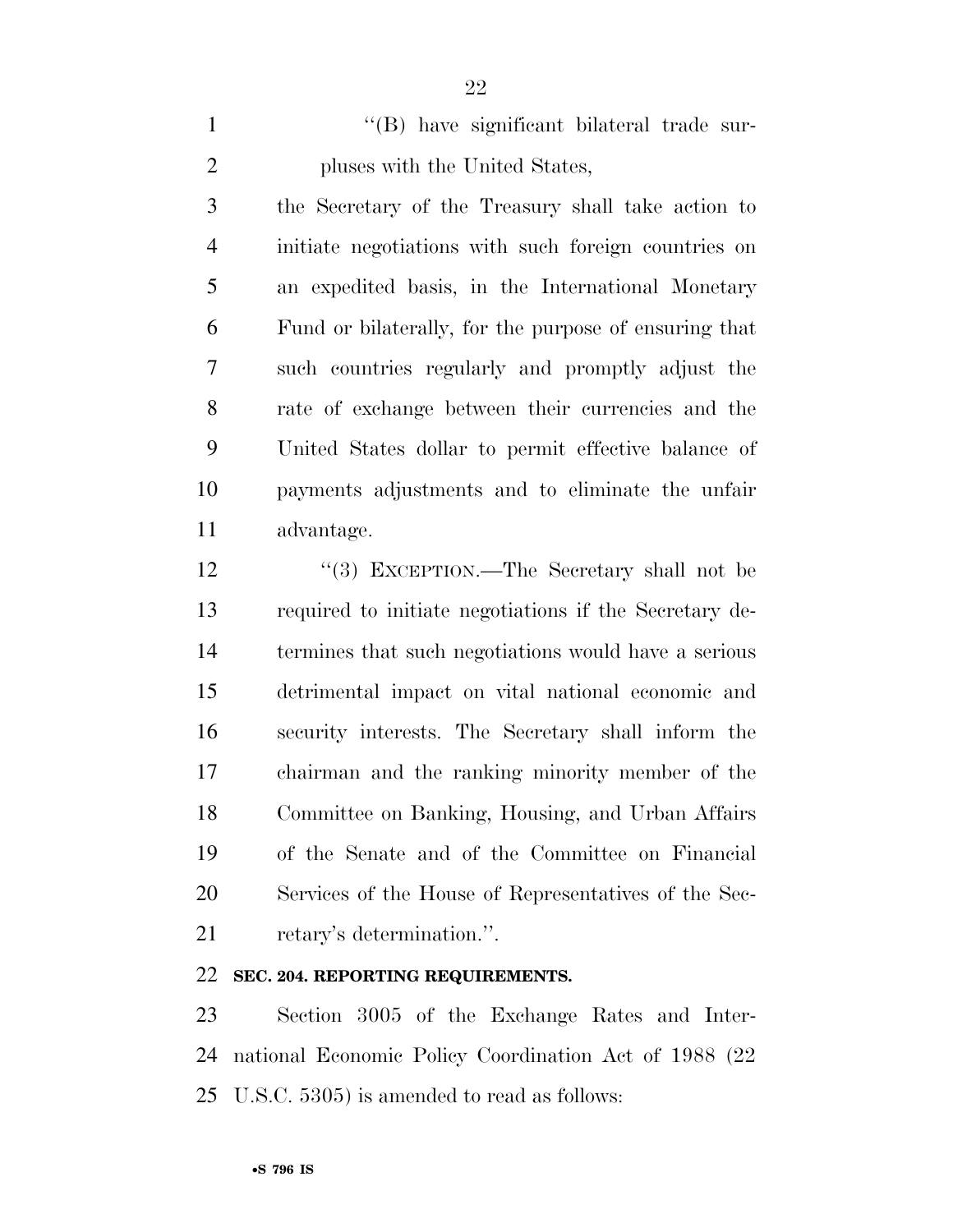"(B) have significant bilateral trade surpluses with the United States,

the Secretary of the Treasury shall take action to initiate negotiations with such foreign countries on an expedited basis, in the International Monetary Fund or bilaterally, for the purpose of ensuring that such countries regularly and promptly adjust the rate of exchange between their currencies and the United States dollar to permit effective balance of payments adjustments and to eliminate the unfair advantage.

"(3) EXCEPTION.—The Secretary shall not be required to initiate negotiations if the Secretary determines that such negotiations would have a serious detrimental impact on vital national economic and security interests. The Secretary shall inform the chairman and the ranking minority member of the Committee on Banking, Housing, and Urban Affairs of the Senate and of the Committee on Financial Services of the House of Representatives of the Secretary's determination.".

**SEC. 204. REPORTING REQUIREMENTS.**

Section 3005 of the Exchange Rates and International Economic Policy Coordination Act of 1988 (22 U.S.C. 5305) is amended to read as follows: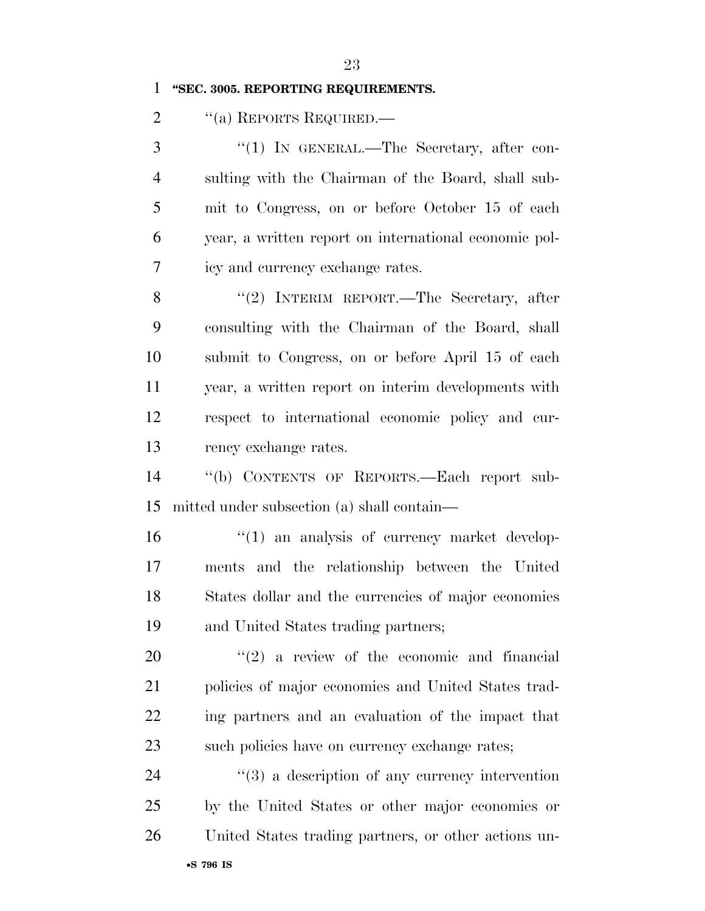**"SEC. 3005. REPORTING REQUIREMENTS.**

"(a) REPORTS REQUIRED.—

"(1) IN GENERAL.—The Secretary, after consulting with the Chairman of the Board, shall submit to Congress, on or before October 15 of each year, a written report on international economic policy and currency exchange rates.

"(2) INTERIM REPORT.—The Secretary, after consulting with the Chairman of the Board, shall submit to Congress, on or before April 15 of each year, a written report on interim developments with respect to international economic policy and currency exchange rates.

"(b) CONTENTS OF REPORTS.—Each report submitted under subsection (a) shall contain—

"(1) an analysis of currency market developments and the relationship between the United States dollar and the currencies of major economies and United States trading partners;

"(2) a review of the economic and financial policies of major economies and United States trading partners and an evaluation of the impact that such policies have on currency exchange rates;

"(3) a description of any currency intervention by the United States or other major economies or United States trading partners, or other actions un-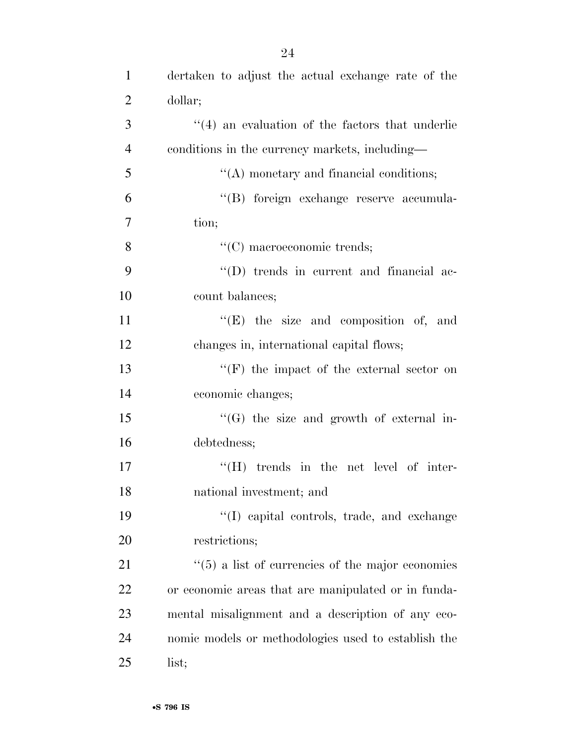dertaken to adjust the actual exchange rate of the dollar;

''(4) an evaluation of the factors that underlie conditions in the currency markets, including—

''(A) monetary and financial conditions;

''(B) foreign exchange reserve accumulation;

''(C) macroeconomic trends;

''(D) trends in current and financial account balances;

''(E) the size and composition of, and changes in, international capital flows;

''(F) the impact of the external sector on economic changes;

''(G) the size and growth of external indebtedness;

''(H) trends in the net level of international investment; and

''(I) capital controls, trade, and exchange restrictions;

''(5) a list of currencies of the major economies or economic areas that are manipulated or in fundamental misalignment and a description of any economic models or methodologies used to establish the list;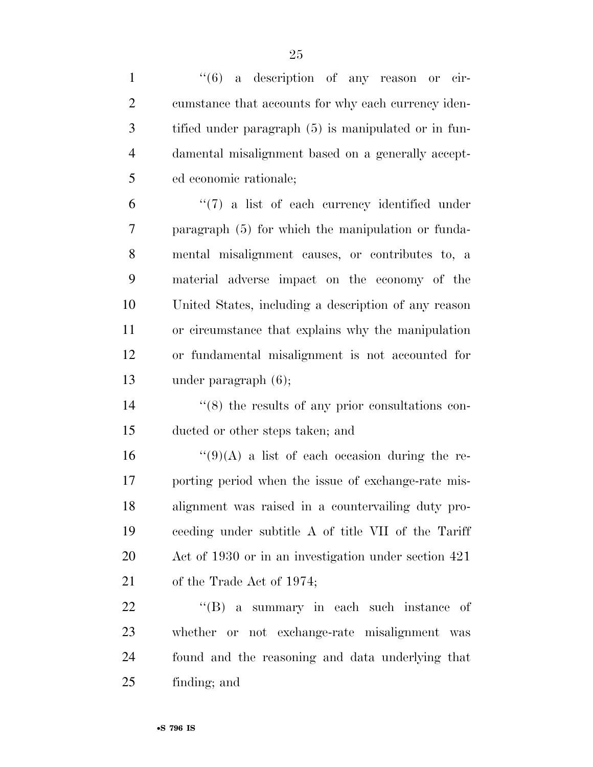''(6) a description of any reason or circumstance that accounts for why each currency identified under paragraph (5) is manipulated or in fundamental misalignment based on a generally accepted economic rationale;

''(7) a list of each currency identified under paragraph (5) for which the manipulation or fundamental misalignment causes, or contributes to, a material adverse impact on the economy of the United States, including a description of any reason or circumstance that explains why the manipulation or fundamental misalignment is not accounted for under paragraph (6);

''(8) the results of any prior consultations conducted or other steps taken; and

''(9)(A) a list of each occasion during the reporting period when the issue of exchange-rate misalignment was raised in a countervailing duty proceeding under subtitle A of title VII of the Tariff Act of 1930 or in an investigation under section 421 of the Trade Act of 1974;

''(B) a summary in each such instance of whether or not exchange-rate misalignment was found and the reasoning and data underlying that finding; and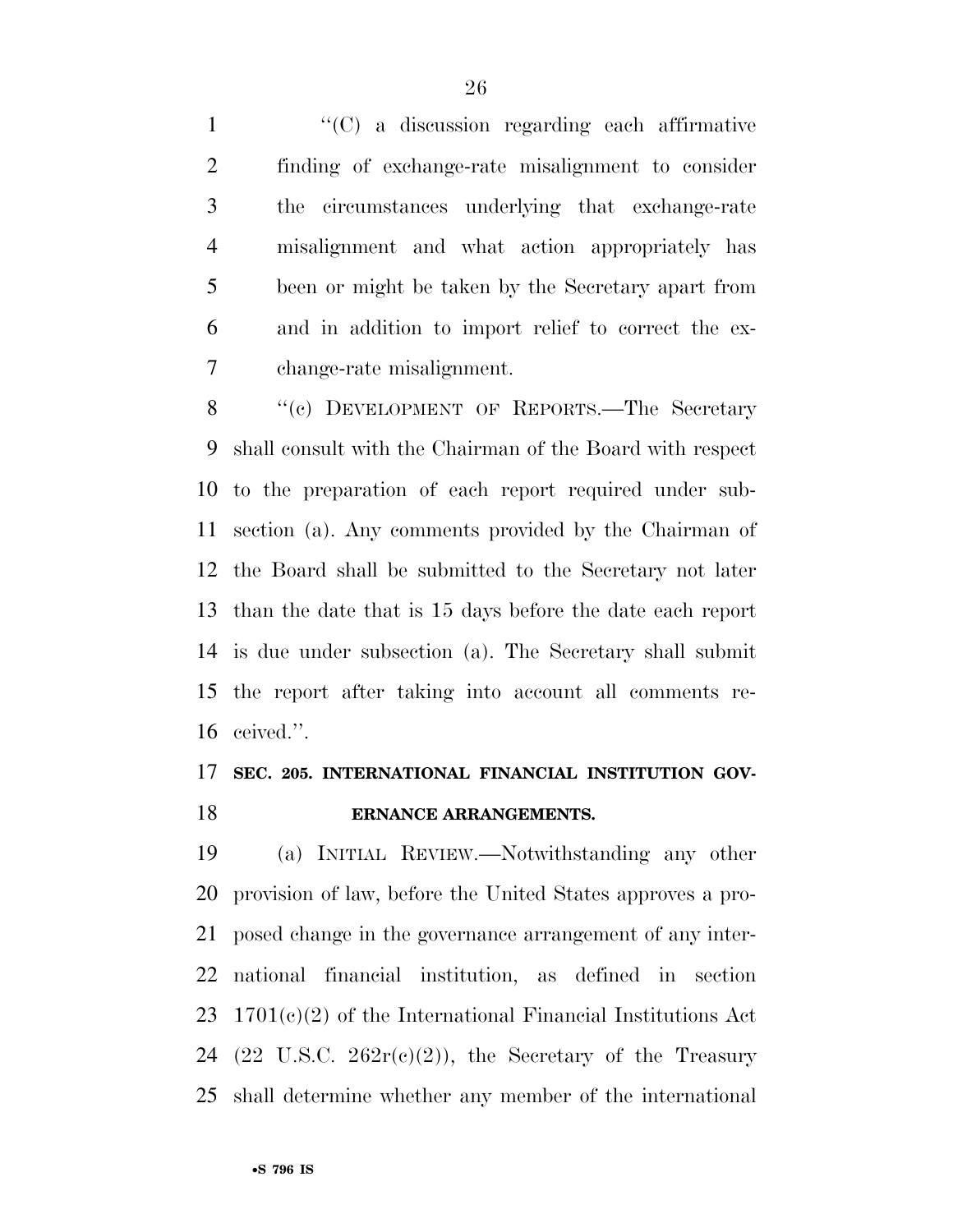"(C) a discussion regarding each affirmative finding of exchange-rate misalignment to consider the circumstances underlying that exchange-rate misalignment and what action appropriately has been or might be taken by the Secretary apart from and in addition to import relief to correct the exchange-rate misalignment.

"(c) DEVELOPMENT OF REPORTS.—The Secretary shall consult with the Chairman of the Board with respect to the preparation of each report required under subsection (a). Any comments provided by the Chairman of the Board shall be submitted to the Secretary not later than the date that is 15 days before the date each report is due under subsection (a). The Secretary shall submit the report after taking into account all comments received.".

**SEC. 205. INTERNATIONAL FINANCIAL INSTITUTION GOVERNANCE ARRANGEMENTS.**

(a) INITIAL REVIEW.—Notwithstanding any other provision of law, before the United States approves a proposed change in the governance arrangement of any international financial institution, as defined in section 1701(c)(2) of the International Financial Institutions Act (22 U.S.C. 262r(c)(2)), the Secretary of the Treasury shall determine whether any member of the international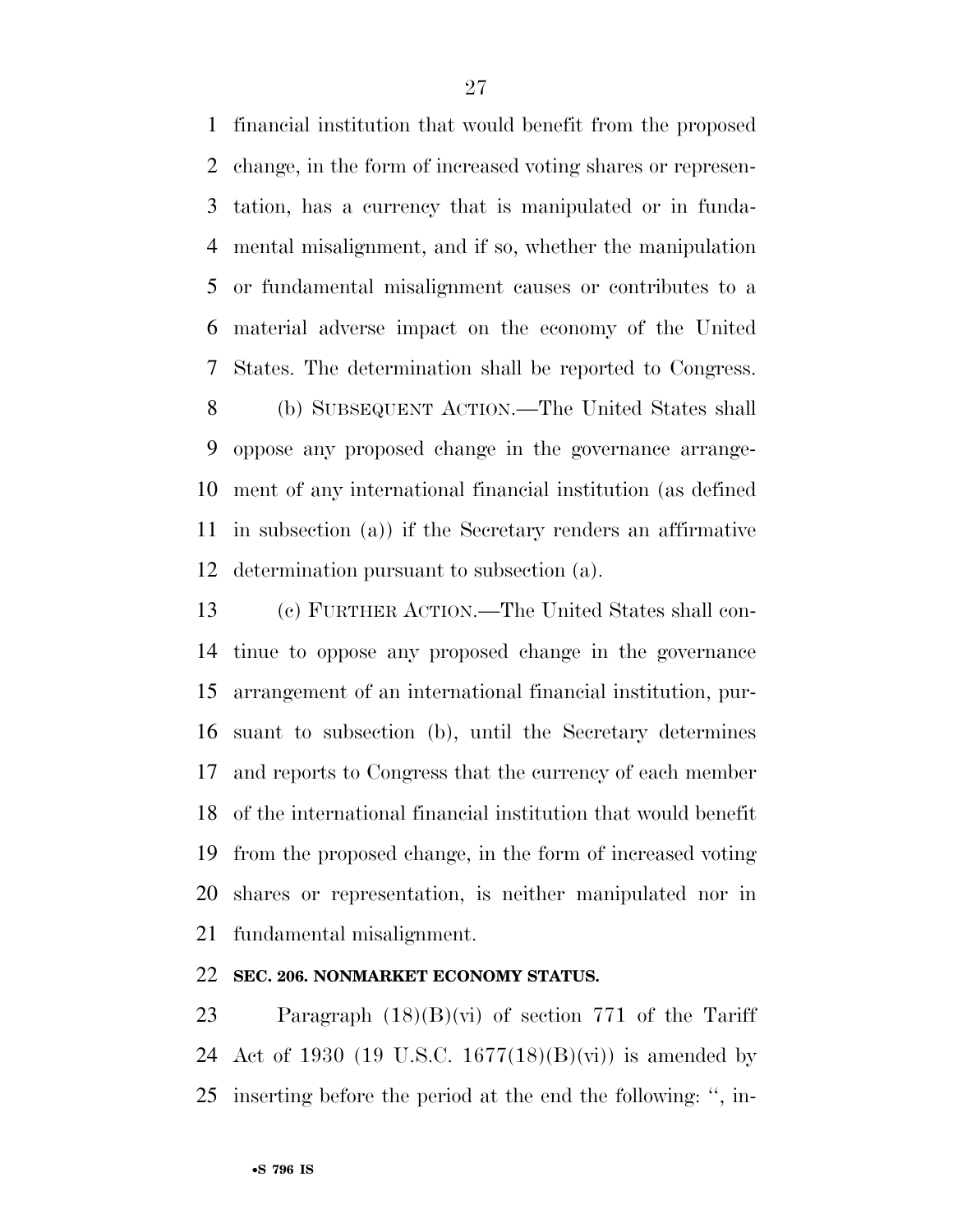financial institution that would benefit from the proposed change, in the form of increased voting shares or representation, has a currency that is manipulated or in fundamental misalignment, and if so, whether the manipulation or fundamental misalignment causes or contributes to a material adverse impact on the economy of the United States. The determination shall be reported to Congress.

(b) SUBSEQUENT ACTION.—The United States shall oppose any proposed change in the governance arrangement of any international financial institution (as defined in subsection (a)) if the Secretary renders an affirmative determination pursuant to subsection (a).

(c) FURTHER ACTION.—The United States shall continue to oppose any proposed change in the governance arrangement of an international financial institution, pursuant to subsection (b), until the Secretary determines and reports to Congress that the currency of each member of the international financial institution that would benefit from the proposed change, in the form of increased voting shares or representation, is neither manipulated nor in fundamental misalignment.

**SEC. 206. NONMARKET ECONOMY STATUS.**

Paragraph (18)(B)(vi) of section 771 of the Tariff Act of 1930 (19 U.S.C. 1677(18)(B)(vi)) is amended by inserting before the period at the end the following: '', in-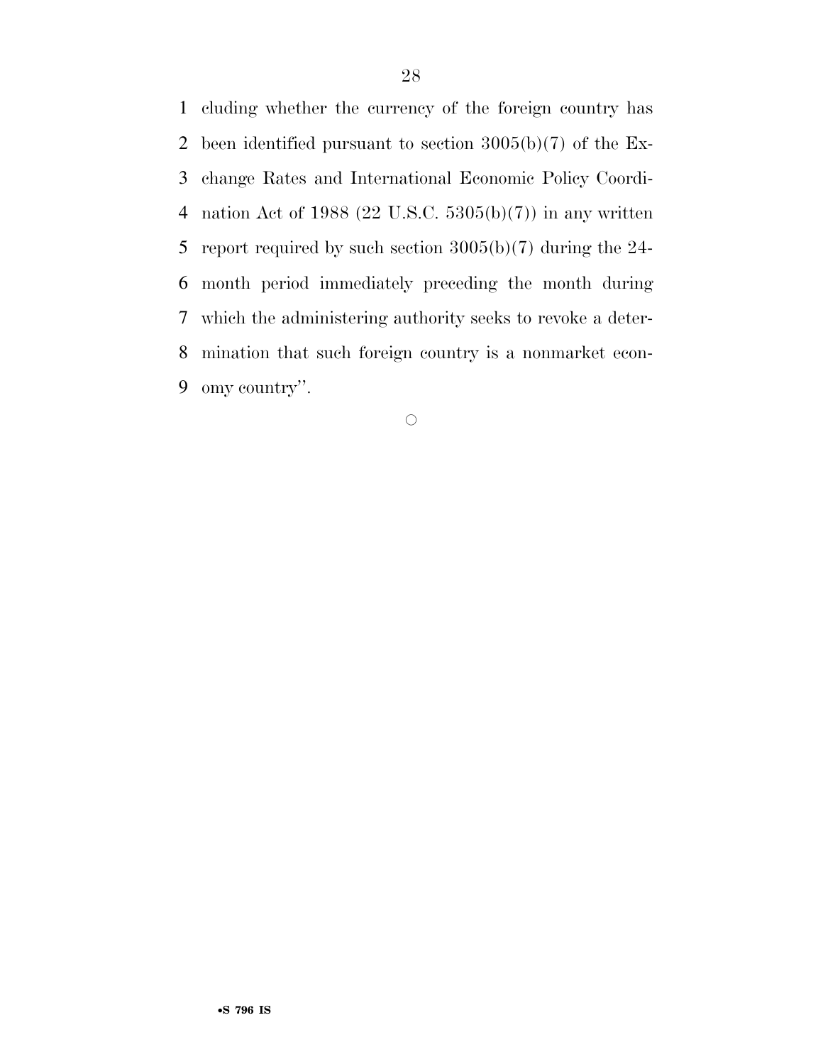cluding whether the currency of the foreign country has been identified pursuant to section 3005(b)(7) of the Exchange Rates and International Economic Policy Coordination Act of 1988 (22 U.S.C. 5305(b)(7)) in any written report required by such section 3005(b)(7) during the 24-month period immediately preceding the month during which the administering authority seeks to revoke a determination that such foreign country is a nonmarket economy country''.

○